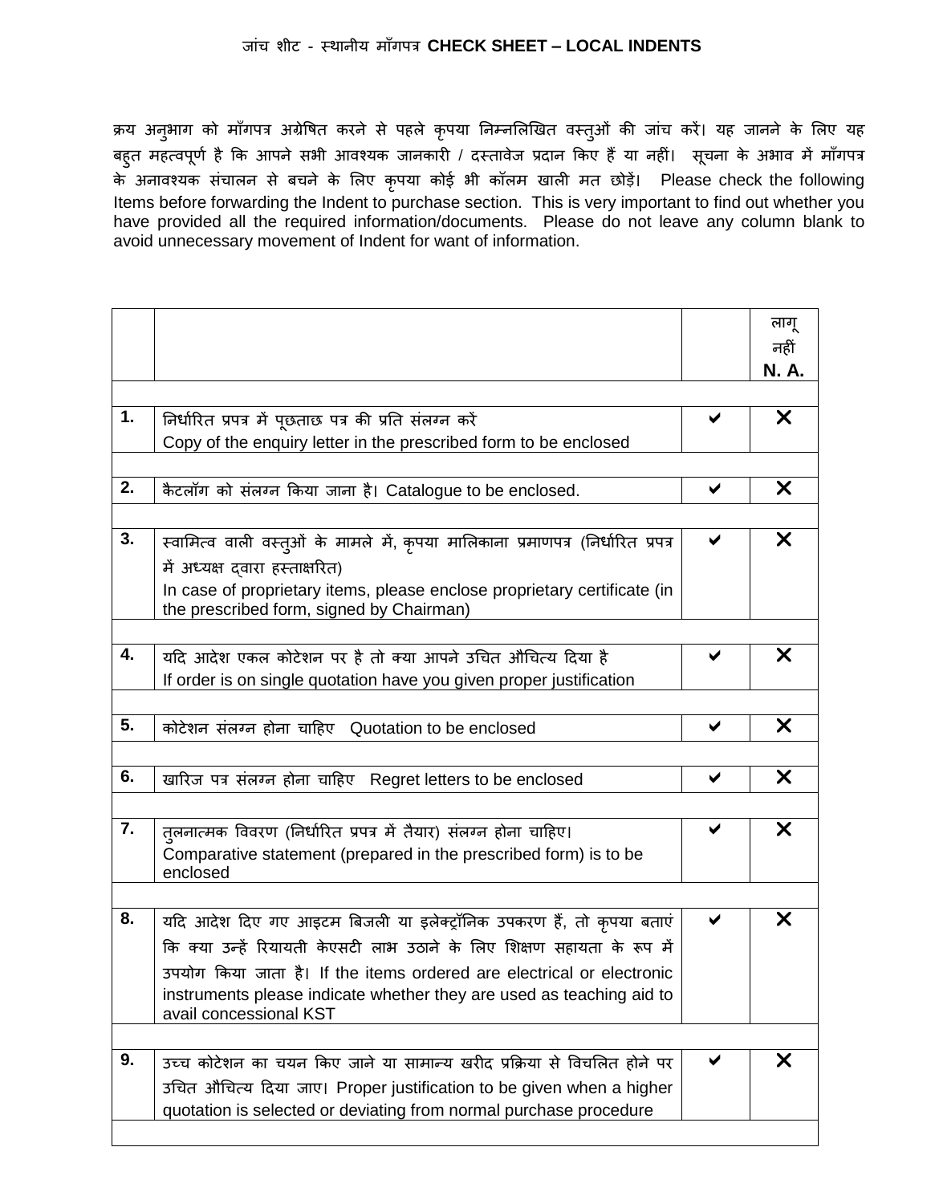# जांच शीट - स्थानीय माँगपत्र **CHECK SHEET – LOCAL INDENTS**

क्रय अनुभाग को माँगपत्र अग्रेषित करने से पहले कृपया निम्नलिखित वस्तुओं की जांच करें। यह जानने के लिए यह बहुत महत्वपूर्ण है कि आपने सभी आवश्यक जानकारी / दस्तावेज प्रदान किए हैं या नहीं। सूचना के अभाव में माँगपत्र के अनावश्यक संचालन से बचने के लिए कृपया कोई भी कॉलम खाली मत छोड़ें। Please check the following Items before forwarding the Indent to purchase section. This is very important to find out whether you have provided all the required information/documents. Please do not leave any column blank to avoid unnecessary movement of Indent for want of information.

| | | | लागू नहीं **N. A.** |
|---|---|---|---|
| 1. | निर्धारित प्रपत्र में पूछताछ पत्र की प्रति संलग्न करें<br>Copy of the enquiry letter in the prescribed form to be enclosed | ✔ | ✖ |
| 2. | कैटलॉग को संलग्न किया जाना है। Catalogue to be enclosed. | ✔ | ✖ |
| 3. | स्वामित्व वाली वस्तुओं के मामले में, कृपया मालिकाना प्रमाणपत्र (निर्धारित प्रपत्र में अध्यक्ष द्वारा हस्ताक्षरित)<br>In case of proprietary items, please enclose proprietary certificate (in the prescribed form, signed by Chairman) | ✔ | ✖ |
| 4. | यदि आदेश एकल कोटेशन पर है तो क्या आपने उचित औचित्य दिया है<br>If order is on single quotation have you given proper justification | ✔ | ✖ |
| 5. | कोटेशन संलग्न होना चाहिए Quotation to be enclosed | ✔ | ✖ |
| 6. | खारिज पत्र संलग्न होना चाहिए Regret letters to be enclosed | ✔ | ✖ |
| 7. | तुलनात्मक विवरण (निर्धारित प्रपत्र में तैयार) संलग्न होना चाहिए।<br>Comparative statement (prepared in the prescribed form) is to be enclosed | ✔ | ✖ |
| 8. | यदि आदेश दिए गए आइटम बिजली या इलेक्ट्रॉनिक उपकरण हैं, तो कृपया बताएं कि क्या उन्हें रियायती केएसटी लाभ उठाने के लिए शिक्षण सहायता के रूप में उपयोग किया जाता है। If the items ordered are electrical or electronic instruments please indicate whether they are used as teaching aid to avail concessional KST | ✔ | ✖ |
| 9. | उच्च कोटेशन का चयन किए जाने या सामान्य खरीद प्रक्रिया से विचलित होने पर उचित औचित्य दिया जाए। Proper justification to be given when a higher quotation is selected or deviating from normal purchase procedure | ✔ | ✖ |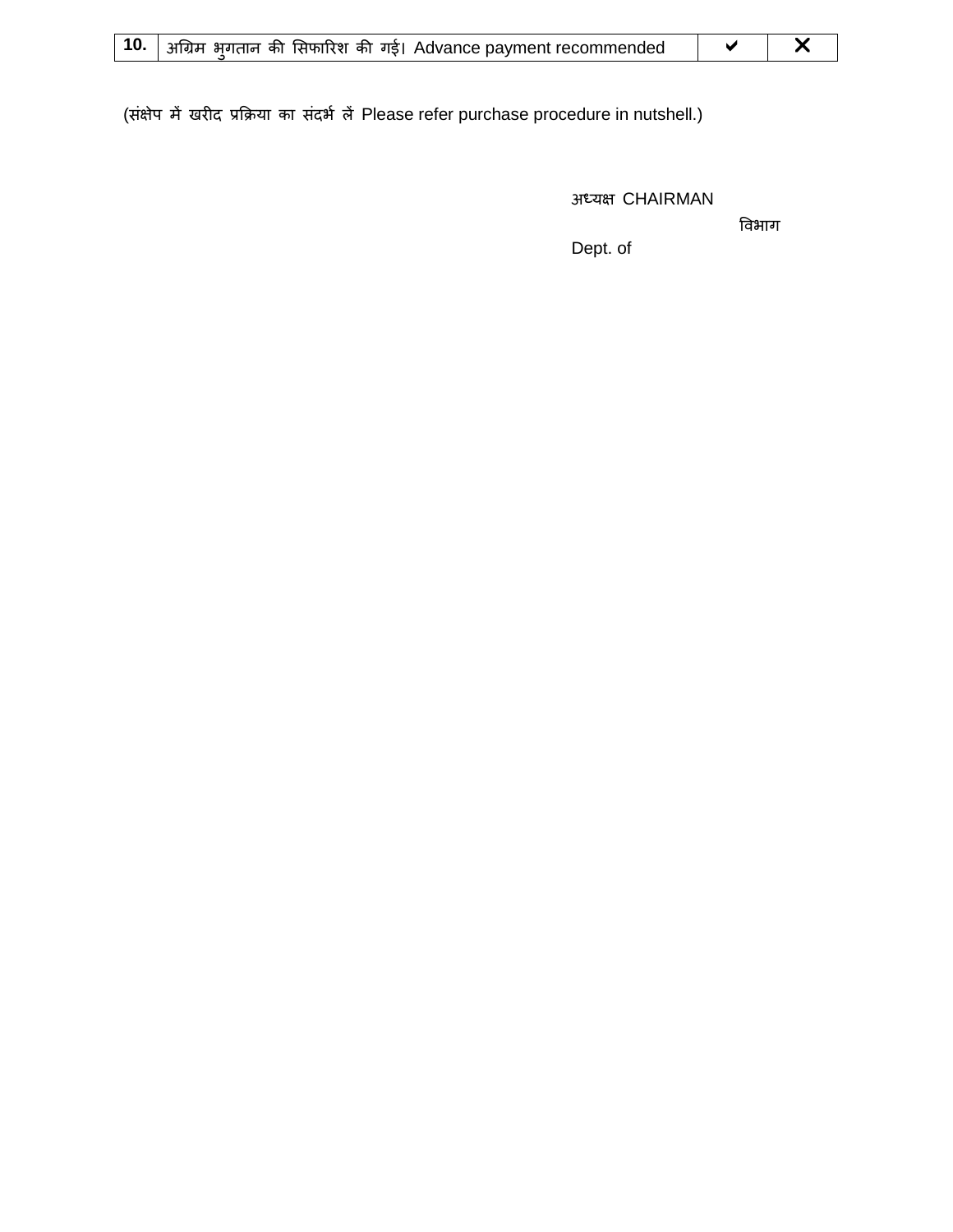| 10. | अग्रिम भुगतान की सिफारिश की गई। Advance payment recommended | ✔ | ✕ |
|---|---|---|---|

(संक्षेप में खरीद प्रक्रिया का संदर्भ लें Please refer purchase procedure in nutshell.)

अध्यक्ष CHAIRMAN

विभाग

Dept. of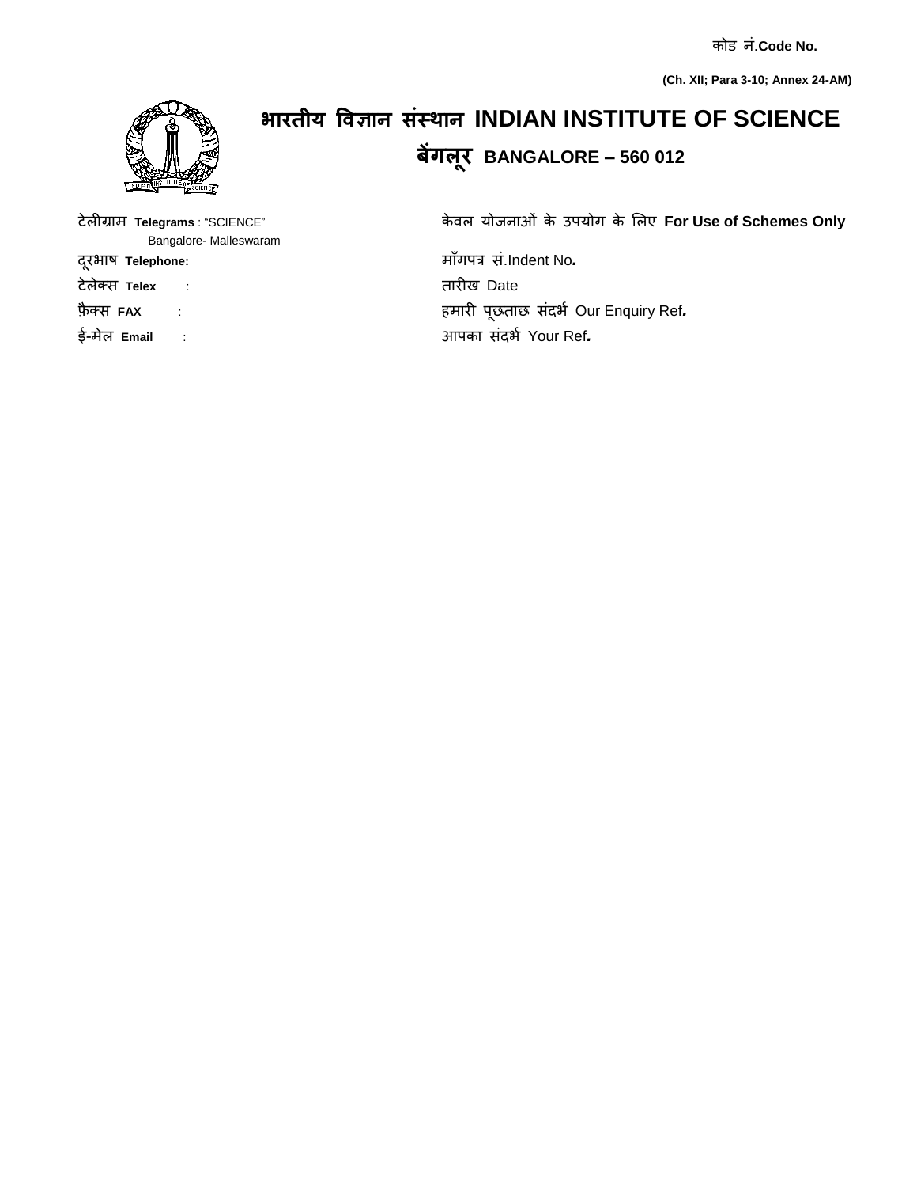कोड नं.**Code No.**

**(Ch. XII; Para 3-10; Annex 24-AM)**

# भारतीय विज्ञान संस्थान INDIAN INSTITUTE OF SCIENCE

## बेंगलूर BANGALORE – 560 012

टेलीग्राम **Telegrams** : "SCIENCE"
Bangalore- Malleswaram

दूरभाष **Telephone:**

टेलेक्स **Telex** :

फ़ैक्स **FAX** :

ई-मेल **Email** :

केवल योजनाओं के उपयोग के लिए **For Use of Schemes Only**

माँगपत्र सं.Indent No.

तारीख Date

हमारी पूछताछ संदर्भ Our Enquiry Ref.

आपका संदर्भ Your Ref.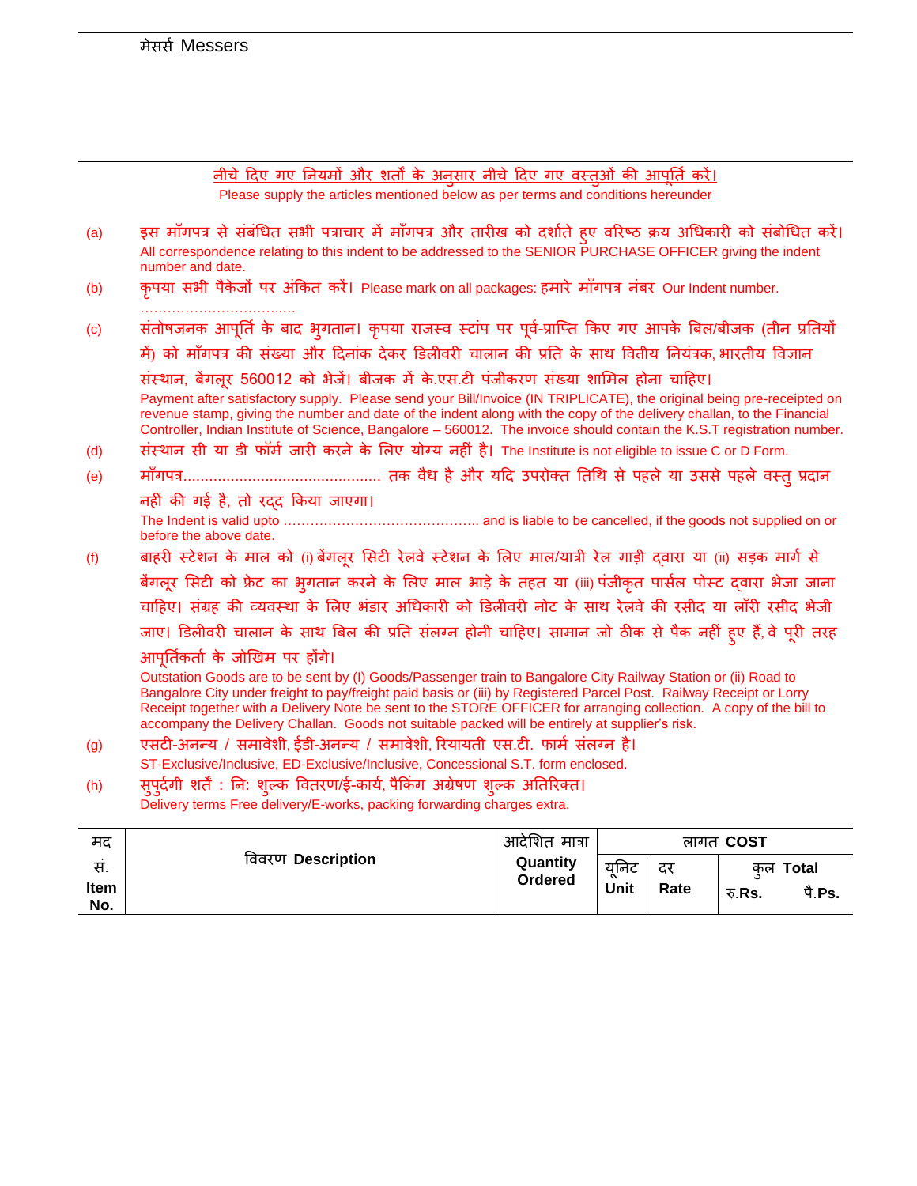मेसर्स Messers

<u>नीचे दिए गए नियमों और शर्तों के अनुसार नीचे दिए गए वस्तुओं की आपूर्ति करें।</u>
<u>Please supply the articles mentioned below as per terms and conditions hereunder</u>

(a) इस माँगपत्र से संबंधित सभी पत्राचार में माँगपत्र और तारीख को दर्शाते हुए वरिष्ठ क्रय अधिकारी को संबोधित करें। All correspondence relating to this indent to be addressed to the SENIOR PURCHASE OFFICER giving the indent number and date.

(b) कृपया सभी पैकेजों पर अंकित करें। Please mark on all packages: हमारे माँगपत्र नंबर Our Indent number. ……………………………..

(c) संतोषजनक आपूर्ति के बाद भुगतान। कृपया राजस्व स्टांप पर पूर्व-प्राप्ति किए गए आपके बिल/बीजक (तीन प्रतियों में) को माँगपत्र की संख्या और दिनांक देकर डिलीवरी चालान की प्रति के साथ वित्तीय नियंत्रक, भारतीय विज्ञान संस्थान, बैंगलूर 560012 को भेजें। बीजक में के.एस.टी पंजीकरण संख्या शामिल होना चाहिए। Payment after satisfactory supply. Please send your Bill/Invoice (IN TRIPLICATE), the original being pre-receipted on revenue stamp, giving the number and date of the indent along with the copy of the delivery challan, to the Financial Controller, Indian Institute of Science, Bangalore – 560012. The invoice should contain the K.S.T registration number.

(d) संस्थान सी या डी फॉर्म जारी करने के लिए योग्य नहीं है। The Institute is not eligible to issue C or D Form.

(e) माँगपत्र............................................. तक वैध है और यदि उपरोक्त तिथि से पहले या उससे पहले वस्तु प्रदान नहीं की गई है, तो रद्द किया जाएगा। The Indent is valid upto …………………………………….. and is liable to be cancelled, if the goods not supplied on or before the above date.

(f) बाहरी स्टेशन के माल को (i) बेंगलूर सिटी रेलवे स्टेशन के लिए माल/यात्री रेल गाड़ी द्वारा या (ii) सड़क मार्ग से बेंगलूर सिटी को फ्रेट का भुगतान करने के लिए माल भाड़े के तहत या (iii) पंजीकृत पार्सल पोस्ट द्वारा भेजा जाना चाहिए। संग्रह की व्यवस्था के लिए भंडार अधिकारी को डिलीवरी नोट के साथ रेलवे की रसीद या लॉरी रसीद भेजी जाए। डिलीवरी चालान के साथ बिल की प्रति संलग्न होनी चाहिए। सामान जो ठीक से पैक नहीं हुए हैं, वे पूरी तरह आपूर्तिकर्ता के जोखिम पर होंगे। Outstation Goods are to be sent by (I) Goods/Passenger train to Bangalore City Railway Station or (ii) Road to Bangalore City under freight to pay/freight paid basis or (iii) by Registered Parcel Post. Railway Receipt or Lorry Receipt together with a Delivery Note be sent to the STORE OFFICER for arranging collection. A copy of the bill to accompany the Delivery Challan. Goods not suitable packed will be entirely at supplier's risk.

(g) एसटी-अनन्य / समावेशी, ईडी-अनन्य / समावेशी, रियायती एस.टी. फार्म संलग्न है। ST-Exclusive/Inclusive, ED-Exclusive/Inclusive, Concessional S.T. form enclosed.

(h) सुपुर्दगी शर्तें : नि: शुल्क वितरण/ई-कार्य, पैकिंग अग्रेषण शुल्क अतिरिक्त। Delivery terms Free delivery/E-works, packing forwarding charges extra.

| मद सं. Item No. | विवरण **Description** | आदेशित मात्रा **Quantity Ordered** | लागत **COST** | | | |
|---|---|---|---|---|---|---|
| | | | यूनिट **Unit** | दर **Rate** | कुल **Total** रु.**Rs.** | पै.**Ps.** |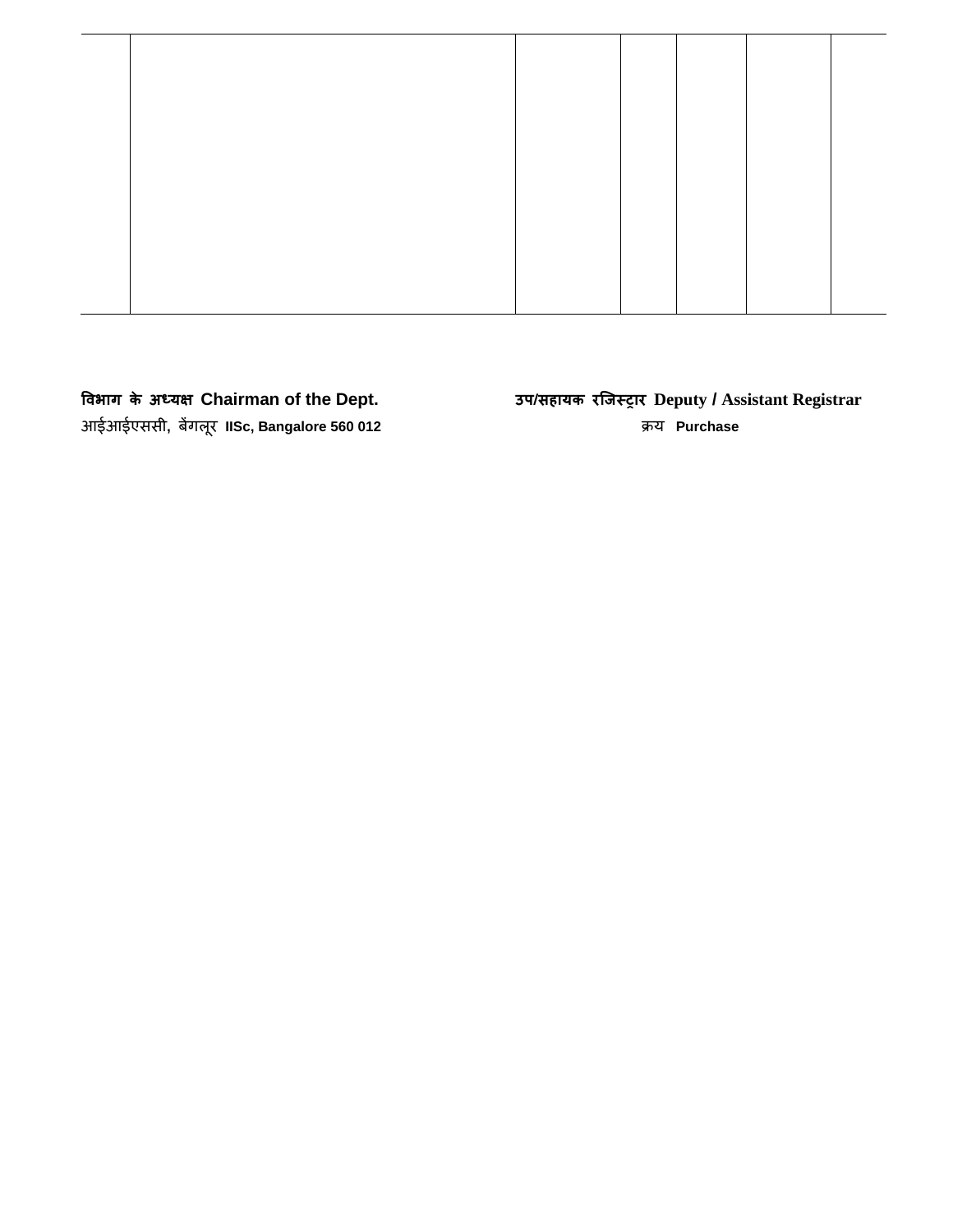| | | | | | | |
|---|---|---|---|---|---|---|
| | | | | | | |

**विभाग के अध्यक्ष Chairman of the Dept.**
आईआईएससी, बेंगलूर **IISc, Bangalore 560 012**

**उप/सहायक रजिस्ट्रार Deputy / Assistant Registrar**
क्रय **Purchase**